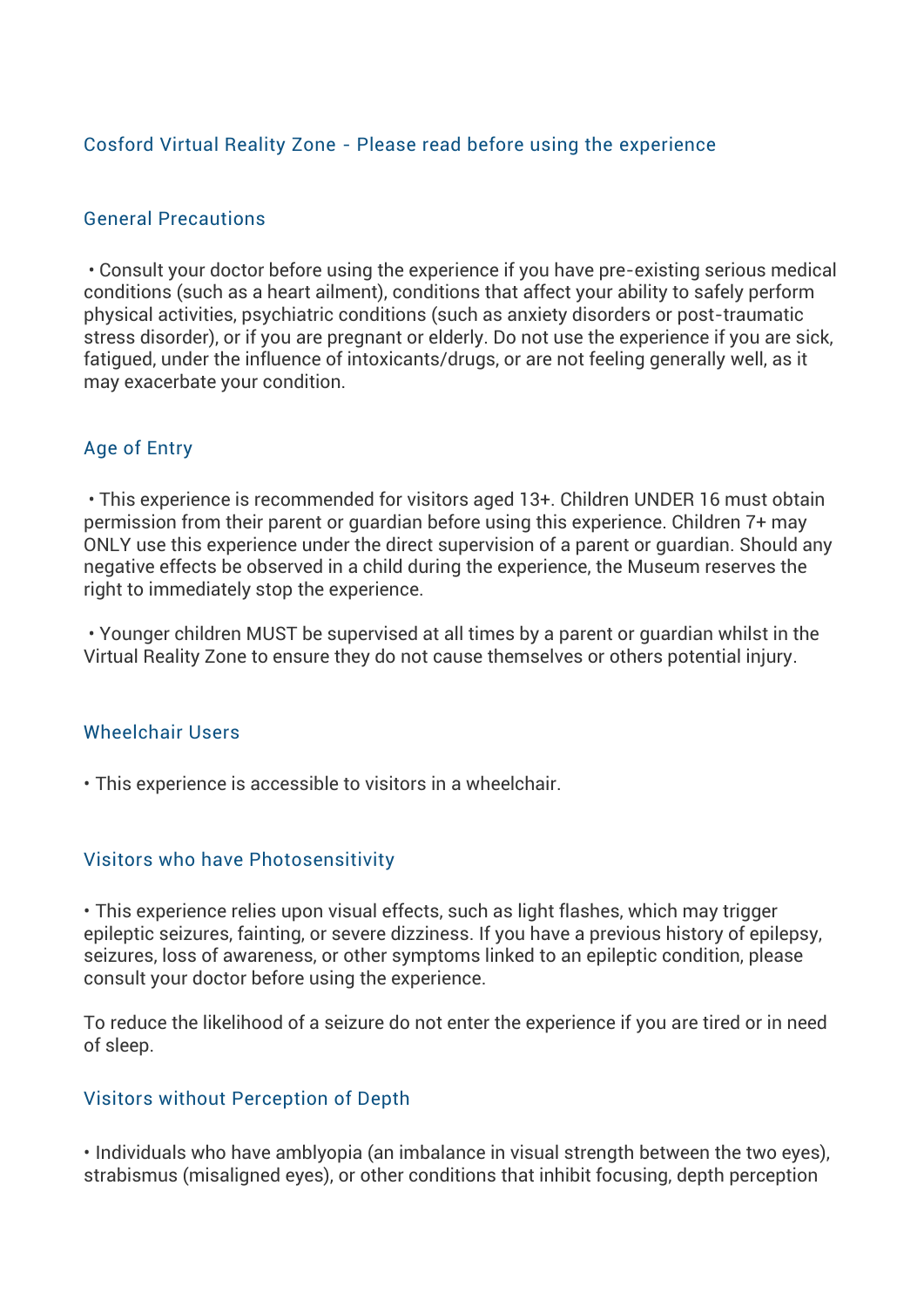## Cosford Virtual Reality Zone - Please read before using the experience

### General Precautions

- Consult your doctor before using the experience if you have pre-existing serious medical conditions (such as a heart ailment), conditions that affect your ability to safely perform physical activities, psychiatric conditions (such as anxiety disorders or post-traumatic stress disorder), or if you are pregnant or elderly. Do not use the experience if you are sick, fatigued, under the influence of intoxicants/drugs, or are not feeling generally well, as it may exacerbate your condition.

### Age of Entry

- This experience is recommended for visitors aged 13+. Children UNDER 16 must obtain permission from their parent or guardian before using this experience. Children 7+ may ONLY use this experience under the direct supervision of a parent or guardian. Should any negative effects be observed in a child during the experience, the Museum reserves the right to immediately stop the experience.

- Younger children MUST be supervised at all times by a parent or guardian whilst in the Virtual Reality Zone to ensure they do not cause themselves or others potential injury.

### Wheelchair Users

- This experience is accessible to visitors in a wheelchair.

### Visitors who have Photosensitivity

- This experience relies upon visual effects, such as light flashes, which may trigger epileptic seizures, fainting, or severe dizziness. If you have a previous history of epilepsy, seizures, loss of awareness, or other symptoms linked to an epileptic condition, please consult your doctor before using the experience.

To reduce the likelihood of a seizure do not enter the experience if you are tired or in need of sleep.

### Visitors without Perception of Depth

- Individuals who have amblyopia (an imbalance in visual strength between the two eyes), strabismus (misaligned eyes), or other conditions that inhibit focusing, depth perception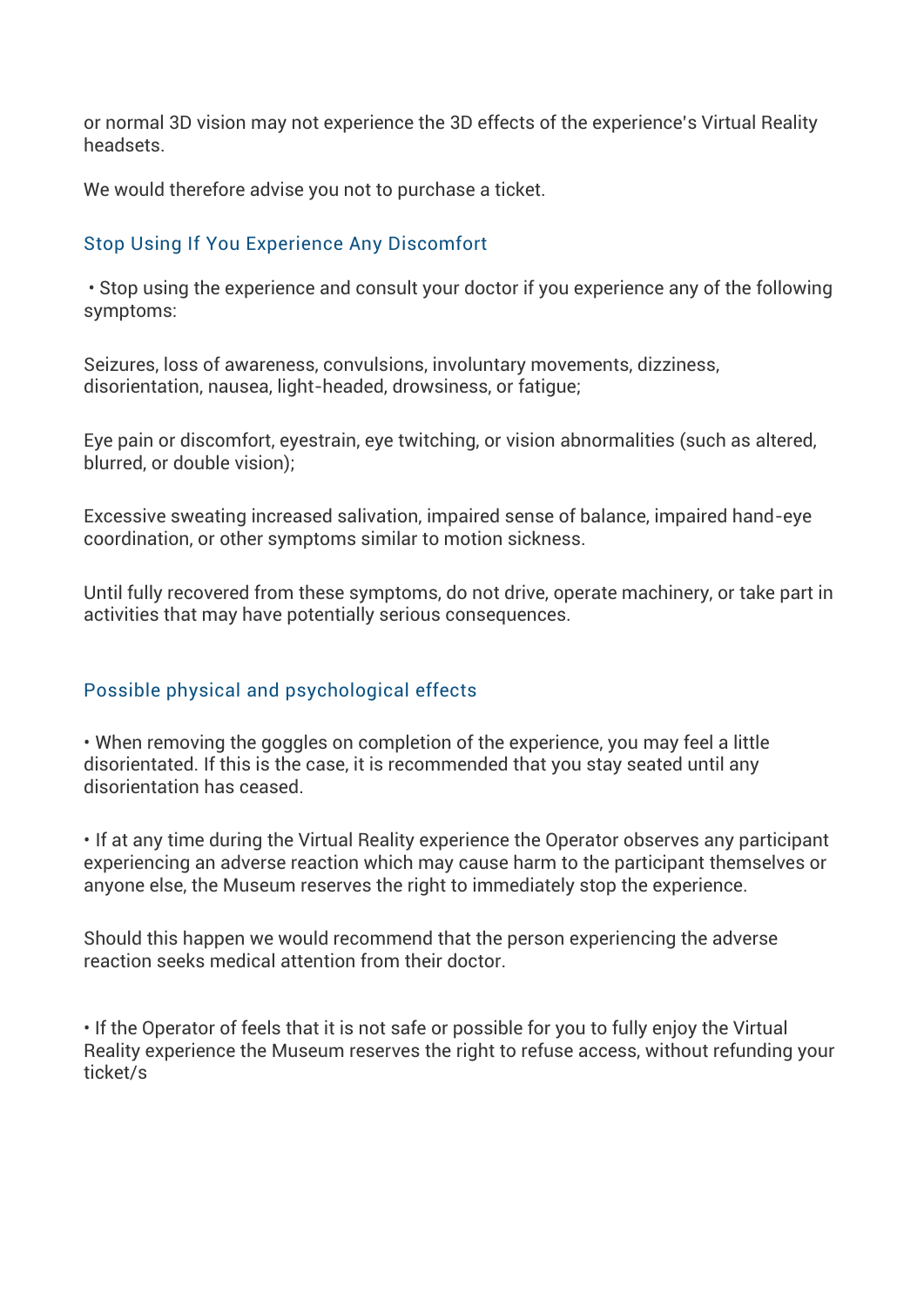or normal 3D vision may not experience the 3D effects of the experience's Virtual Reality headsets.

We would therefore advise you not to purchase a ticket.

## Stop Using If You Experience Any Discomfort

• Stop using the experience and consult your doctor if you experience any of the following symptoms:

Seizures, loss of awareness, convulsions, involuntary movements, dizziness, disorientation, nausea, light-headed, drowsiness, or fatigue;

Eye pain or discomfort, eyestrain, eye twitching, or vision abnormalities (such as altered, blurred, or double vision);

Excessive sweating increased salivation, impaired sense of balance, impaired hand-eye coordination, or other symptoms similar to motion sickness.

Until fully recovered from these symptoms, do not drive, operate machinery, or take part in activities that may have potentially serious consequences.

## Possible physical and psychological effects

• When removing the goggles on completion of the experience, you may feel a little disorientated. If this is the case, it is recommended that you stay seated until any disorientation has ceased.

• If at any time during the Virtual Reality experience the Operator observes any participant experiencing an adverse reaction which may cause harm to the participant themselves or anyone else, the Museum reserves the right to immediately stop the experience.

Should this happen we would recommend that the person experiencing the adverse reaction seeks medical attention from their doctor.

• If the Operator of feels that it is not safe or possible for you to fully enjoy the Virtual Reality experience the Museum reserves the right to refuse access, without refunding your ticket/s